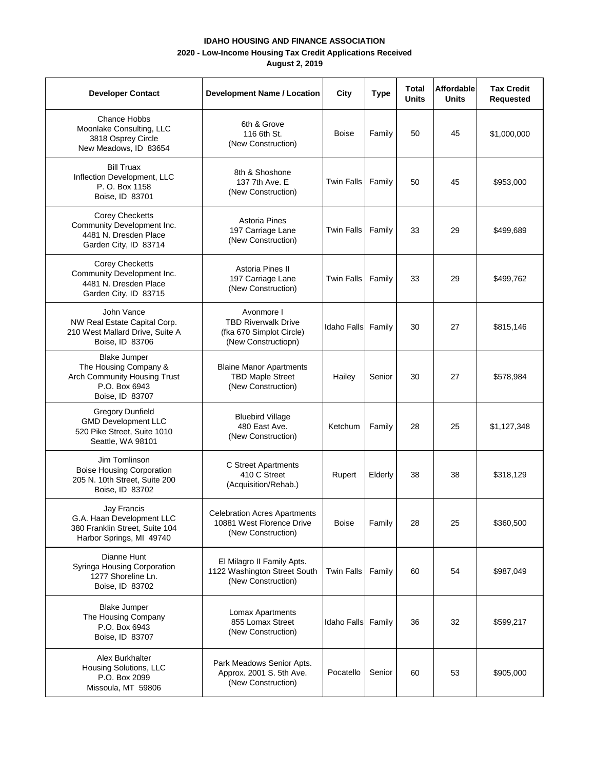# IDAHO HOUSING AND FINANCE ASSOCIATION

## 2020 - Low-Income Housing Tax Credit Applications Received

### August 2, 2019

| Developer Contact | Development Name / Location | City | Type | Total Units | Affordable Units | Tax Credit Requested |
|---|---|---|---|---|---|---|
| Chance Hobbs<br>Moonlake Consulting, LLC<br>3818 Osprey Circle<br>New Meadows, ID 83654 | 6th & Grove<br>116 6th St.<br>(New Construction) | Boise | Family | 50 | 45 | $1,000,000 |
| Bill Truax<br>Inflection Development, LLC<br>P. O. Box 1158<br>Boise, ID 83701 | 8th & Shoshone<br>137 7th Ave. E<br>(New Construction) | Twin Falls | Family | 50 | 45 | $953,000 |
| Corey Checketts<br>Community Development Inc.<br>4481 N. Dresden Place<br>Garden City, ID 83714 | Astoria Pines<br>197 Carriage Lane<br>(New Construction) | Twin Falls | Family | 33 | 29 | $499,689 |
| Corey Checketts<br>Community Development Inc.<br>4481 N. Dresden Place<br>Garden City, ID 83715 | Astoria Pines II<br>197 Carriage Lane<br>(New Construction) | Twin Falls | Family | 33 | 29 | $499,762 |
| John Vance<br>NW Real Estate Capital Corp.<br>210 West Mallard Drive, Suite A<br>Boise, ID 83706 | Avonmore I<br>TBD Riverwalk Drive<br>(fka 670 Simplot Circle)<br>(New Constructiopn) | Idaho Falls | Family | 30 | 27 | $815,146 |
| Blake Jumper<br>The Housing Company &<br>Arch Community Housing Trust<br>P.O. Box 6943<br>Boise, ID 83707 | Blaine Manor Apartments<br>TBD Maple Street<br>(New Construction) | Hailey | Senior | 30 | 27 | $578,984 |
| Gregory Dunfield<br>GMD Development LLC<br>520 Pike Street, Suite 1010<br>Seattle, WA 98101 | Bluebird Village<br>480 East Ave.<br>(New Construction) | Ketchum | Family | 28 | 25 | $1,127,348 |
| Jim Tomlinson<br>Boise Housing Corporation<br>205 N. 10th Street, Suite 200<br>Boise, ID 83702 | C Street Apartments<br>410 C Street<br>(Acquisition/Rehab.) | Rupert | Elderly | 38 | 38 | $318,129 |
| Jay Francis<br>G.A. Haan Development LLC<br>380 Franklin Street, Suite 104<br>Harbor Springs, MI 49740 | Celebration Acres Apartments<br>10881 West Florence Drive<br>(New Construction) | Boise | Family | 28 | 25 | $360,500 |
| Dianne Hunt<br>Syringa Housing Corporation<br>1277 Shoreline Ln.<br>Boise, ID 83702 | El Milagro II Family Apts.<br>1122 Washington Street South<br>(New Construction) | Twin Falls | Family | 60 | 54 | $987,049 |
| Blake Jumper<br>The Housing Company<br>P.O. Box 6943<br>Boise, ID 83707 | Lomax Apartments<br>855 Lomax Street<br>(New Construction) | Idaho Falls | Family | 36 | 32 | $599,217 |
| Alex Burkhalter<br>Housing Solutions, LLC<br>P.O. Box 2099<br>Missoula, MT 59806 | Park Meadows Senior Apts.<br>Approx. 2001 S. 5th Ave.<br>(New Construction) | Pocatello | Senior | 60 | 53 | $905,000 |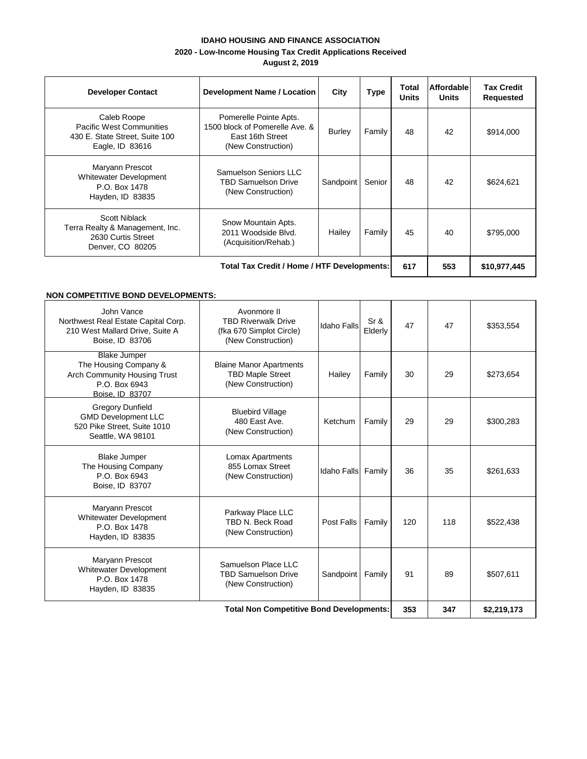**IDAHO HOUSING AND FINANCE ASSOCIATION**

**2020 - Low-Income Housing Tax Credit Applications Received**

**August 2, 2019**

| Developer Contact | Development Name / Location | City | Type | Total Units | Affordable Units | Tax Credit Requested |
|---|---|---|---|---|---|---|
| Caleb Roope<br>Pacific West Communities<br>430 E. State Street, Suite 100<br>Eagle, ID 83616 | Pomerelle Pointe Apts.<br>1500 block of Pomerelle Ave. &<br>East 16th Street<br>(New Construction) | Burley | Family | 48 | 42 | $914,000 |
| Maryann Prescot<br>Whitewater Development<br>P.O. Box 1478<br>Hayden, ID 83835 | Samuelson Seniors LLC<br>TBD Samuelson Drive<br>(New Construction) | Sandpoint | Senior | 48 | 42 | $624,621 |
| Scott Niblack<br>Terra Realty & Management, Inc.<br>2630 Curtis Street<br>Denver, CO 80205 | Snow Mountain Apts.<br>2011 Woodside Blvd.<br>(Acquisition/Rehab.) | Hailey | Family | 45 | 40 | $795,000 |
| **Total Tax Credit / Home / HTF Developments:** | | | | **617** | **553** | **$10,977,445** |

**NON COMPETITIVE BOND DEVELOPMENTS:**

| Developer Contact | Development Name / Location | City | Type | Total Units | Affordable Units | Tax Credit Requested |
|---|---|---|---|---|---|---|
| John Vance<br>Northwest Real Estate Capital Corp.<br>210 West Mallard Drive, Suite A<br>Boise, ID 83706 | Avonmore II<br>TBD Riverwalk Drive<br>(fka 670 Simplot Circle)<br>(New Construction) | Idaho Falls | Sr & Elderly | 47 | 47 | $353,554 |
| Blake Jumper<br>The Housing Company &<br>Arch Community Housing Trust<br>P.O. Box 6943<br>Boise, ID 83707 | Blaine Manor Apartments<br>TBD Maple Street<br>(New Construction) | Hailey | Family | 30 | 29 | $273,654 |
| Gregory Dunfield<br>GMD Development LLC<br>520 Pike Street, Suite 1010<br>Seattle, WA 98101 | Bluebird Village<br>480 East Ave.<br>(New Construction) | Ketchum | Family | 29 | 29 | $300,283 |
| Blake Jumper<br>The Housing Company<br>P.O. Box 6943<br>Boise, ID 83707 | Lomax Apartments<br>855 Lomax Street<br>(New Construction) | Idaho Falls | Family | 36 | 35 | $261,633 |
| Maryann Prescot<br>Whitewater Development<br>P.O. Box 1478<br>Hayden, ID 83835 | Parkway Place LLC<br>TBD N. Beck Road<br>(New Construction) | Post Falls | Family | 120 | 118 | $522,438 |
| Maryann Prescot<br>Whitewater Development<br>P.O. Box 1478<br>Hayden, ID 83835 | Samuelson Place LLC<br>TBD Samuelson Drive<br>(New Construction) | Sandpoint | Family | 91 | 89 | $507,611 |
| **Total Non Competitive Bond Developments:** | | | | **353** | **347** | **$2,219,173** |